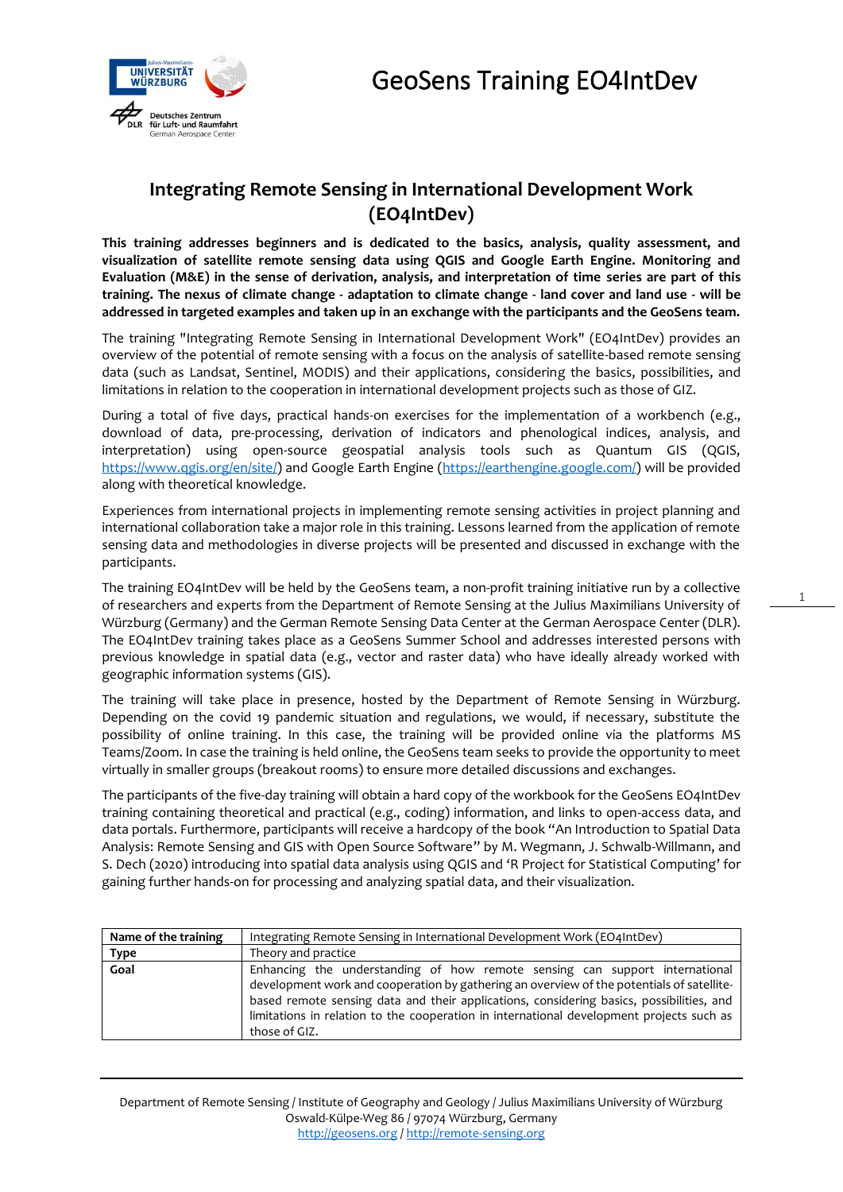# GeoSens Training EO4IntDev

## Integrating Remote Sensing in International Development Work (EO4IntDev)

**This training addresses beginners and is dedicated to the basics, analysis, quality assessment, and visualization of satellite remote sensing data using QGIS and Google Earth Engine. Monitoring and Evaluation (M&E) in the sense of derivation, analysis, and interpretation of time series are part of this training. The nexus of climate change - adaptation to climate change - land cover and land use - will be addressed in targeted examples and taken up in an exchange with the participants and the GeoSens team.**

The training "Integrating Remote Sensing in International Development Work" (EO4IntDev) provides an overview of the potential of remote sensing with a focus on the analysis of satellite-based remote sensing data (such as Landsat, Sentinel, MODIS) and their applications, considering the basics, possibilities, and limitations in relation to the cooperation in international development projects such as those of GIZ.

During a total of five days, practical hands-on exercises for the implementation of a workbench (e.g., download of data, pre-processing, derivation of indicators and phenological indices, analysis, and interpretation) using open-source geospatial analysis tools such as Quantum GIS (QGIS, https://www.qgis.org/en/site/) and Google Earth Engine (https://earthengine.google.com/) will be provided along with theoretical knowledge.

Experiences from international projects in implementing remote sensing activities in project planning and international collaboration take a major role in this training. Lessons learned from the application of remote sensing data and methodologies in diverse projects will be presented and discussed in exchange with the participants.

The training EO4IntDev will be held by the GeoSens team, a non-profit training initiative run by a collective of researchers and experts from the Department of Remote Sensing at the Julius Maximilians University of Würzburg (Germany) and the German Remote Sensing Data Center at the German Aerospace Center (DLR). The EO4IntDev training takes place as a GeoSens Summer School and addresses interested persons with previous knowledge in spatial data (e.g., vector and raster data) who have ideally already worked with geographic information systems (GIS).

The training will take place in presence, hosted by the Department of Remote Sensing in Würzburg. Depending on the covid 19 pandemic situation and regulations, we would, if necessary, substitute the possibility of online training. In this case, the training will be provided online via the platforms MS Teams/Zoom. In case the training is held online, the GeoSens team seeks to provide the opportunity to meet virtually in smaller groups (breakout rooms) to ensure more detailed discussions and exchanges.

The participants of the five-day training will obtain a hard copy of the workbook for the GeoSens EO4IntDev training containing theoretical and practical (e.g., coding) information, and links to open-access data, and data portals. Furthermore, participants will receive a hardcopy of the book "An Introduction to Spatial Data Analysis: Remote Sensing and GIS with Open Source Software" by M. Wegmann, J. Schwalb-Willmann, and S. Dech (2020) introducing into spatial data analysis using QGIS and 'R Project for Statistical Computing' for gaining further hands-on for processing and analyzing spatial data, and their visualization.

| Name of the training | Integrating Remote Sensing in International Development Work (EO4IntDev) |
|---|---|
| **Type** | Theory and practice |
| **Goal** | Enhancing the understanding of how remote sensing can support international development work and cooperation by gathering an overview of the potentials of satellite-based remote sensing data and their applications, considering basics, possibilities, and limitations in relation to the cooperation in international development projects such as those of GIZ. |

Department of Remote Sensing / Institute of Geography and Geology / Julius Maximilians University of Würzburg
Oswald-Külpe-Weg 86 / 97074 Würzburg, Germany
http://geosens.org / http://remote-sensing.org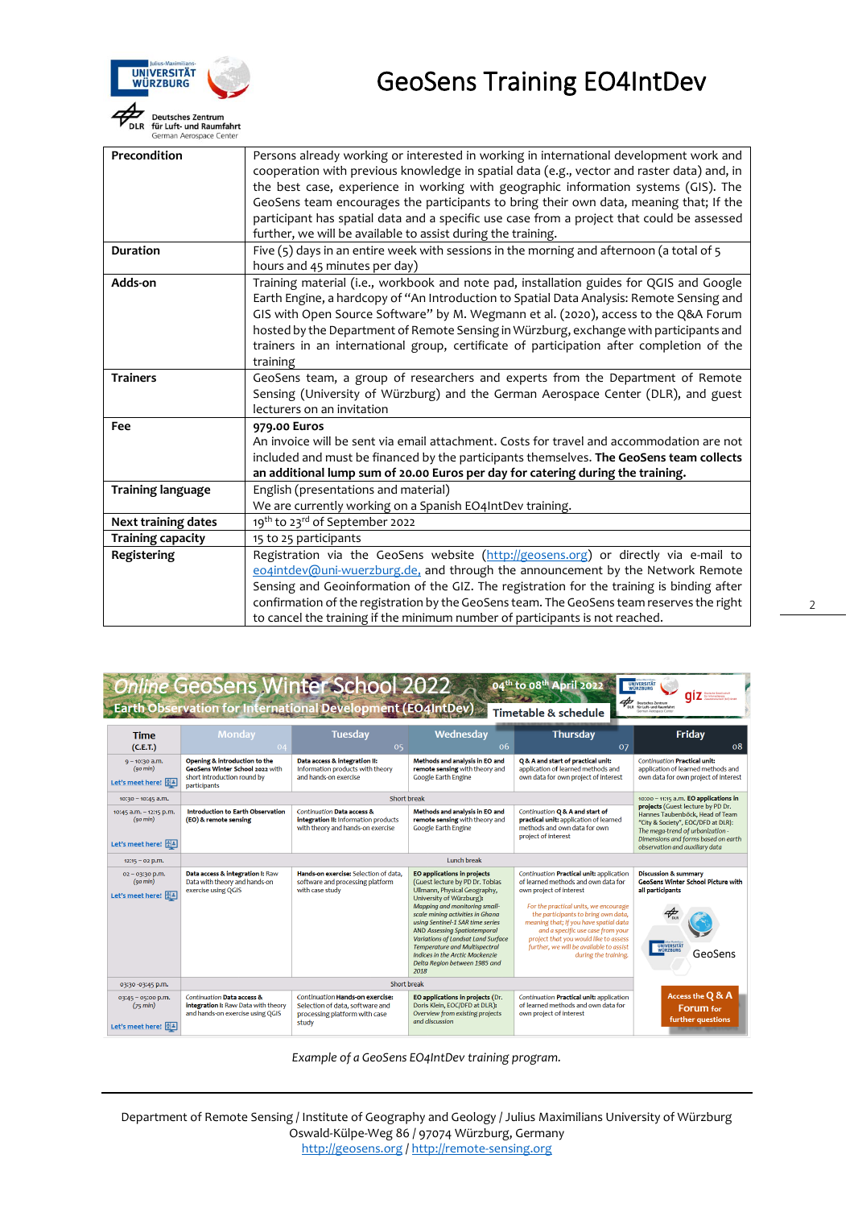# GeoSens Training EO4IntDev

| | |
|---|---|
| **Precondition** | Persons already working or interested in working in international development work and cooperation with previous knowledge in spatial data (e.g., vector and raster data) and, in the best case, experience in working with geographic information systems (GIS). The GeoSens team encourages the participants to bring their own data, meaning that; If the participant has spatial data and a specific use case from a project that could be assessed further, we will be available to assist during the training. |
| **Duration** | Five (5) days in an entire week with sessions in the morning and afternoon (a total of 5 hours and 45 minutes per day) |
| **Adds-on** | Training material (i.e., workbook and note pad, installation guides for QGIS and Google Earth Engine, a hardcopy of "An Introduction to Spatial Data Analysis: Remote Sensing and GIS with Open Source Software" by M. Wegmann et al. (2020), access to the Q&A Forum hosted by the Department of Remote Sensing in Würzburg, exchange with participants and trainers in an international group, certificate of participation after completion of the training |
| **Trainers** | GeoSens team, a group of researchers and experts from the Department of Remote Sensing (University of Würzburg) and the German Aerospace Center (DLR), and guest lecturers on an invitation |
| **Fee** | **979.00 Euros** An invoice will be sent via email attachment. Costs for travel and accommodation are not included and must be financed by the participants themselves. **The GeoSens team collects an additional lump sum of 20.00 Euros per day for catering during the training.** |
| **Training language** | English (presentations and material) We are currently working on a Spanish EO4IntDev training. |
| **Next training dates** | 19th to 23rd of September 2022 |
| **Training capacity** | 15 to 25 participants |
| **Registering** | Registration via the GeoSens website (http://geosens.org) or directly via e-mail to eo4intdev@uni-wuerzburg.de, and through the announcement by the Network Remote Sensing and Geoinformation of the GIZ. The registration for the training is binding after confirmation of the registration by the GeoSens team. The GeoSens team reserves the right to cancel the training if the minimum number of participants is not reached. |

**Online GeoSens Winter School 2022**
**Earth Observation for International Development (EO4IntDev)**
04th to 08th April 2022
Timetable & schedule

| Time (C.E.T.) | Monday 04 | Tuesday 05 | Wednesday 06 | Thursday 07 | Friday 08 |
|---|---|---|---|---|---|
| 9 – 10:30 a.m. (90 min) Let's meet here! | **Opening & introduction to the GeoSens Winter School 2022** with short introduction round by participants | **Data access & integration II:** Information products with theory and hands-on exercise | **Methods and analysis in EO and remote sensing** with theory and Google Earth Engine | **Q & A and start of practical unit:** application of learned methods and own data for own project of interest | Continuation **Practical unit:** application of learned methods and own data for own project of interest |
| 10:30 – 10:45 a.m. | Short break | | | | |
| 10:45 a.m. – 12:15 p.m. (90 min) Let's meet here! | **Introduction to Earth Observation (EO) & remote sensing** | Continuation **Data access & integration II:** Information products with theory and hands-on exercise | **Methods and analysis in EO and remote sensing** with theory and Google Earth Engine | Continuation **Q & A and start of practical unit:** application of learned methods and own data for own project of interest | 10:00 – 11:15 a.m. **EO applications in projects** (Guest lecture by PD Dr. Hannes Taubenböck, Head of Team "City & Society", EOC/DFD at DLR): *The mega-trend of urbanization - Dimensions and forms based on earth observation and auxiliary data* |
| 12:15 – 02 p.m. | Lunch break | | | | |
| 02 – 03:30 p.m. (90 min) Let's meet here! | **Data access & integration I:** Raw Data with theory and hands-on exercise using QGIS | **Hands-on exercise:** Selection of data, software and processing platform with case study | **EO applications in projects** (Guest lecture by PD Dr. Tobias Ullmann, Physical Geography, University of Würzburg): *Mapping and monitoring small-scale mining activities in Ghana using Sentinel-1 SAR time series AND Assessing Spatiotemporal Variations of Landsat Land Surface Temperature and Multispectral Indices in the Arctic Mackenzie Delta Region between 1985 and 2018* | Continuation **Practical unit:** application of learned methods and own data for own project of interest *For the practical units, we encourage the participants to bring own data, meaning that; If you have spatial data and a specific use case from your project that you would like to assess further, we will be available to assist during the training.* | **Discussion & summary GeoSens Winter School Picture with all participants** |
| 03:30 - 03:45 p.m. | Short break | | | | |
| 03:45 – 05:00 p.m. (75 min) Let's meet here! | Continuation **Data access & integration I:** Raw Data with theory and hands-on exercise using QGIS | Continuation **Hands-on exercise:** Selection of data, software and processing platform with case study | **EO applications in projects** (Dr. Doris Klein, EOC/DFD at DLR): Overview from existing projects and discussion | Continuation **Practical unit:** application of learned methods and own data for own project of interest | **Access the Q & A Forum for further questions** |

*Example of a GeoSens EO4IntDev training program.*

Department of Remote Sensing / Institute of Geography and Geology / Julius Maximilians University of Würzburg
Oswald-Külpe-Weg 86 / 97074 Würzburg, Germany
http://geosens.org / http://remote-sensing.org